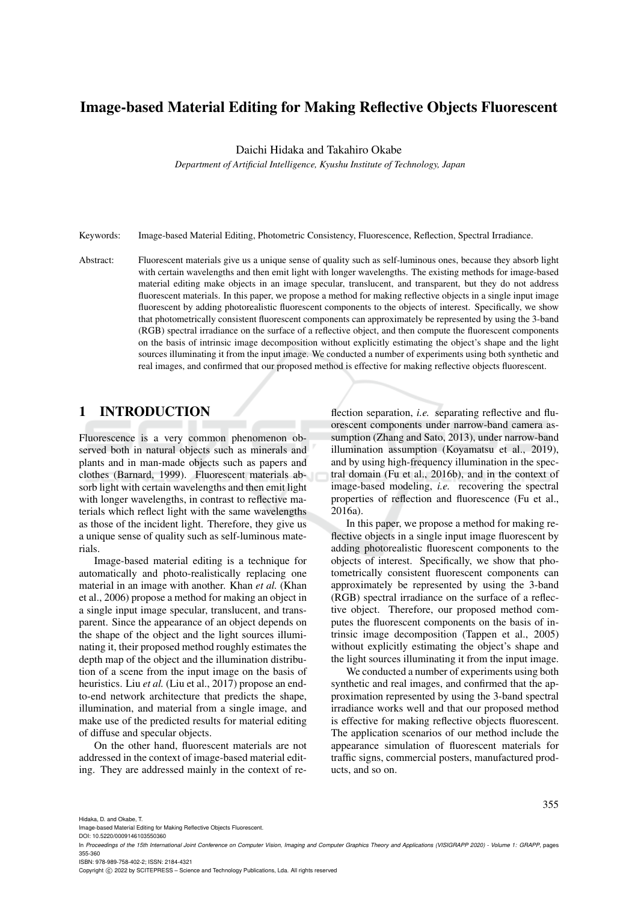# Image-based Material Editing for Making Reflective Objects Fluorescent

Daichi Hidaka and Takahiro Okabe

*Department of Artificial Intelligence, Kyushu Institute of Technology, Japan*

Keywords: Image-based Material Editing, Photometric Consistency, Fluorescence, Reflection, Spectral Irradiance.

Abstract: Fluorescent materials give us a unique sense of quality such as self-luminous ones, because they absorb light with certain wavelengths and then emit light with longer wavelengths. The existing methods for image-based material editing make objects in an image specular, translucent, and transparent, but they do not address fluorescent materials. In this paper, we propose a method for making reflective objects in a single input image fluorescent by adding photorealistic fluorescent components to the objects of interest. Specifically, we show that photometrically consistent fluorescent components can approximately be represented by using the 3-band (RGB) spectral irradiance on the surface of a reflective object, and then compute the fluorescent components on the basis of intrinsic image decomposition without explicitly estimating the object's shape and the light sources illuminating it from the input image. We conducted a number of experiments using both synthetic and real images, and confirmed that our proposed method is effective for making reflective objects fluorescent.

## 1 INTRODUCTION

Fluorescence is a very common phenomenon observed both in natural objects such as minerals and plants and in man-made objects such as papers and clothes (Barnard, 1999). Fluorescent materials absorb light with certain wavelengths and then emit light with longer wavelengths, in contrast to reflective materials which reflect light with the same wavelengths as those of the incident light. Therefore, they give us a unique sense of quality such as self-luminous materials.

Image-based material editing is a technique for automatically and photo-realistically replacing one material in an image with another. Khan *et al.* (Khan et al., 2006) propose a method for making an object in a single input image specular, translucent, and transparent. Since the appearance of an object depends on the shape of the object and the light sources illuminating it, their proposed method roughly estimates the depth map of the object and the illumination distribution of a scene from the input image on the basis of heuristics. Liu *et al.* (Liu et al., 2017) propose an end-to-end network architecture that predicts the shape, illumination, and material from a single image, and make use of the predicted results for material editing of diffuse and specular objects.

On the other hand, fluorescent materials are not addressed in the context of image-based material editing. They are addressed mainly in the context of reflection separation, *i.e.* separating reflective and fluorescent components under narrow-band camera assumption (Zhang and Sato, 2013), under narrow-band illumination assumption (Koyamatsu et al., 2019), and by using high-frequency illumination in the spectral domain (Fu et al., 2016b), and in the context of image-based modeling, *i.e.* recovering the spectral properties of reflection and fluorescence (Fu et al., 2016a).

In this paper, we propose a method for making reflective objects in a single input image fluorescent by adding photorealistic fluorescent components to the objects of interest. Specifically, we show that photometrically consistent fluorescent components can approximately be represented by using the 3-band (RGB) spectral irradiance on the surface of a reflective object. Therefore, our proposed method computes the fluorescent components on the basis of intrinsic image decomposition (Tappen et al., 2005) without explicitly estimating the object's shape and the light sources illuminating it from the input image.

We conducted a number of experiments using both synthetic and real images, and confirmed that the approximation represented by using the 3-band spectral irradiance works well and that our proposed method is effective for making reflective objects fluorescent. The application scenarios of our method include the appearance simulation of fluorescent materials for traffic signs, commercial posters, manufactured products, and so on.

Hidaka, D. and Okabe, T.
Image-based Material Editing for Making Reflective Objects Fluorescent.
DOI: 10.5220/0009146103550360
In *Proceedings of the 15th International Joint Conference on Computer Vision, Imaging and Computer Graphics Theory and Applications (VISIGRAPP 2020) - Volume 1: GRAPP*, pages 355-360
ISBN: 978-989-758-402-2; ISSN: 2184-4321
Copyright © 2022 by SCITEPRESS – Science and Technology Publications, Lda. All rights reserved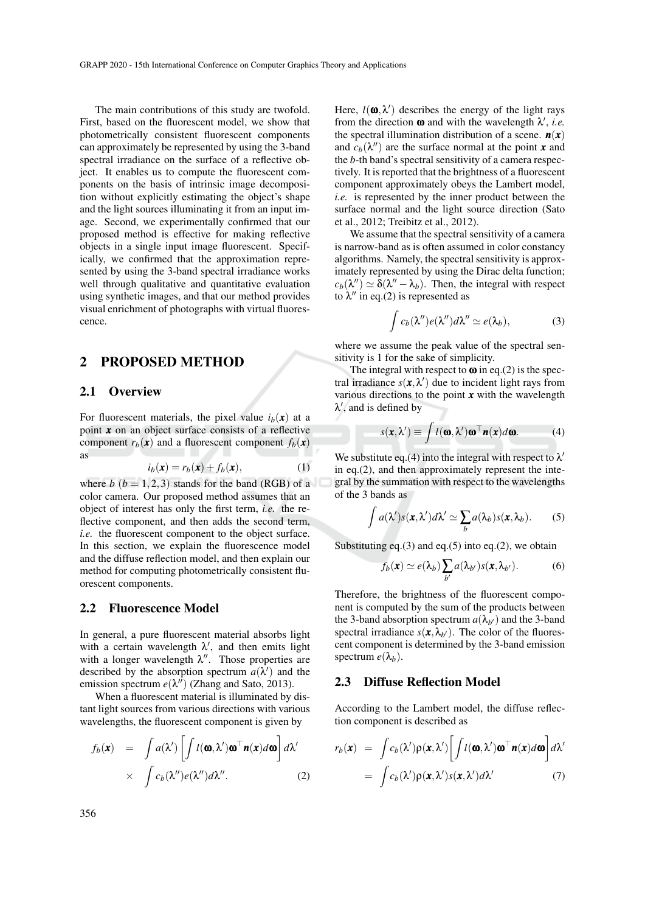The main contributions of this study are twofold. First, based on the fluorescent model, we show that photometrically consistent fluorescent components can approximately be represented by using the 3-band spectral irradiance on the surface of a reflective object. It enables us to compute the fluorescent components on the basis of intrinsic image decomposition without explicitly estimating the object's shape and the light sources illuminating it from an input image. Second, we experimentally confirmed that our proposed method is effective for making reflective objects in a single input image fluorescent. Specifically, we confirmed that the approximation represented by using the 3-band spectral irradiance works well through qualitative and quantitative evaluation using synthetic images, and that our method provides visual enrichment of photographs with virtual fluorescence.

## 2 PROPOSED METHOD

### 2.1 Overview

For fluorescent materials, the pixel value $i_b(\boldsymbol{x})$ at a point $\boldsymbol{x}$ on an object surface consists of a reflective component $r_b(\boldsymbol{x})$ and a fluorescent component $f_b(\boldsymbol{x})$ as

$$i_b(\boldsymbol{x}) = r_b(\boldsymbol{x}) + f_b(\boldsymbol{x}), \tag{1}$$

where $b$ ($b = 1,2,3$) stands for the band (RGB) of a color camera. Our proposed method assumes that an object of interest has only the first term, *i.e.* the reflective component, and then adds the second term, *i.e.* the fluorescent component to the object surface. In this section, we explain the fluorescence model and the diffuse reflection model, and then explain our method for computing photometrically consistent fluorescent components.

### 2.2 Fluorescence Model

In general, a pure fluorescent material absorbs light with a certain wavelength $\lambda'$, and then emits light with a longer wavelength $\lambda''$. Those properties are described by the absorption spectrum $a(\lambda')$ and the emission spectrum $e(\lambda'')$ (Zhang and Sato, 2013).

When a fluorescent material is illuminated by distant light sources from various directions with various wavelengths, the fluorescent component is given by

$$\begin{aligned} f_b(\boldsymbol{x}) &= \int a(\lambda') \left[ \int l(\boldsymbol{\omega}, \lambda') \boldsymbol{\omega}^\top \boldsymbol{n}(\boldsymbol{x}) d\boldsymbol{\omega} \right] d\lambda' \\ &\times \int c_b(\lambda'') e(\lambda'') d\lambda''. \end{aligned} \tag{2}$$

Here, $l(\boldsymbol{\omega}, \lambda')$ describes the energy of the light rays from the direction $\boldsymbol{\omega}$ and with the wavelength $\lambda'$, *i.e.* the spectral illumination distribution of a scene. $\boldsymbol{n}(\boldsymbol{x})$ and $c_b(\lambda'')$ are the surface normal at the point $\boldsymbol{x}$ and the $b$-th band's spectral sensitivity of a camera respectively. It is reported that the brightness of a fluorescent component approximately obeys the Lambert model, *i.e.* is represented by the inner product between the surface normal and the light source direction (Sato et al., 2012; Treibitz et al., 2012).

We assume that the spectral sensitivity of a camera is narrow-band as is often assumed in color constancy algorithms. Namely, the spectral sensitivity is approximately represented by using the Dirac delta function; $c_b(\lambda'') \simeq \delta(\lambda'' - \lambda_b)$. Then, the integral with respect to $\lambda''$ in eq.(2) is represented as

$$\int c_b(\lambda'') e(\lambda'') d\lambda'' \simeq e(\lambda_b), \tag{3}$$

where we assume the peak value of the spectral sensitivity is 1 for the sake of simplicity.

The integral with respect to $\boldsymbol{\omega}$ in eq.(2) is the spectral irradiance $s(\boldsymbol{x}, \lambda')$ due to incident light rays from various directions to the point $\boldsymbol{x}$ with the wavelength $\lambda'$, and is defined by

$$s(\boldsymbol{x}, \lambda') \equiv \int l(\boldsymbol{\omega}, \lambda') \boldsymbol{\omega}^\top \boldsymbol{n}(\boldsymbol{x}) d\boldsymbol{\omega}. \tag{4}$$

We substitute eq.(4) into the integral with respect to $\lambda'$ in eq.(2), and then approximately represent the integral by the summation with respect to the wavelengths of the 3 bands as

$$\int a(\lambda') s(\boldsymbol{x}, \lambda') d\lambda' \simeq \sum_b a(\lambda_b) s(\boldsymbol{x}, \lambda_b). \tag{5}$$

Substituting eq.(3) and eq.(5) into eq.(2), we obtain

$$f_b(\boldsymbol{x}) \simeq e(\lambda_b) \sum_{b'} a(\lambda_{b'}) s(\boldsymbol{x}, \lambda_{b'}). \tag{6}$$

Therefore, the brightness of the fluorescent component is computed by the sum of the products between the 3-band absorption spectrum $a(\lambda_{b'})$ and the 3-band spectral irradiance $s(\boldsymbol{x}, \lambda_{b'})$. The color of the fluorescent component is determined by the 3-band emission spectrum $e(\lambda_b)$.

### 2.3 Diffuse Reflection Model

According to the Lambert model, the diffuse reflection component is described as

$$\begin{aligned} r_b(\boldsymbol{x}) &= \int c_b(\lambda') \rho(\boldsymbol{x}, \lambda') \left[ \int l(\boldsymbol{\omega}, \lambda') \boldsymbol{\omega}^\top \boldsymbol{n}(\boldsymbol{x}) d\boldsymbol{\omega} \right] d\lambda' \\ &= \int c_b(\lambda') \rho(\boldsymbol{x}, \lambda') s(\boldsymbol{x}, \lambda') d\lambda' \end{aligned} \tag{7}$$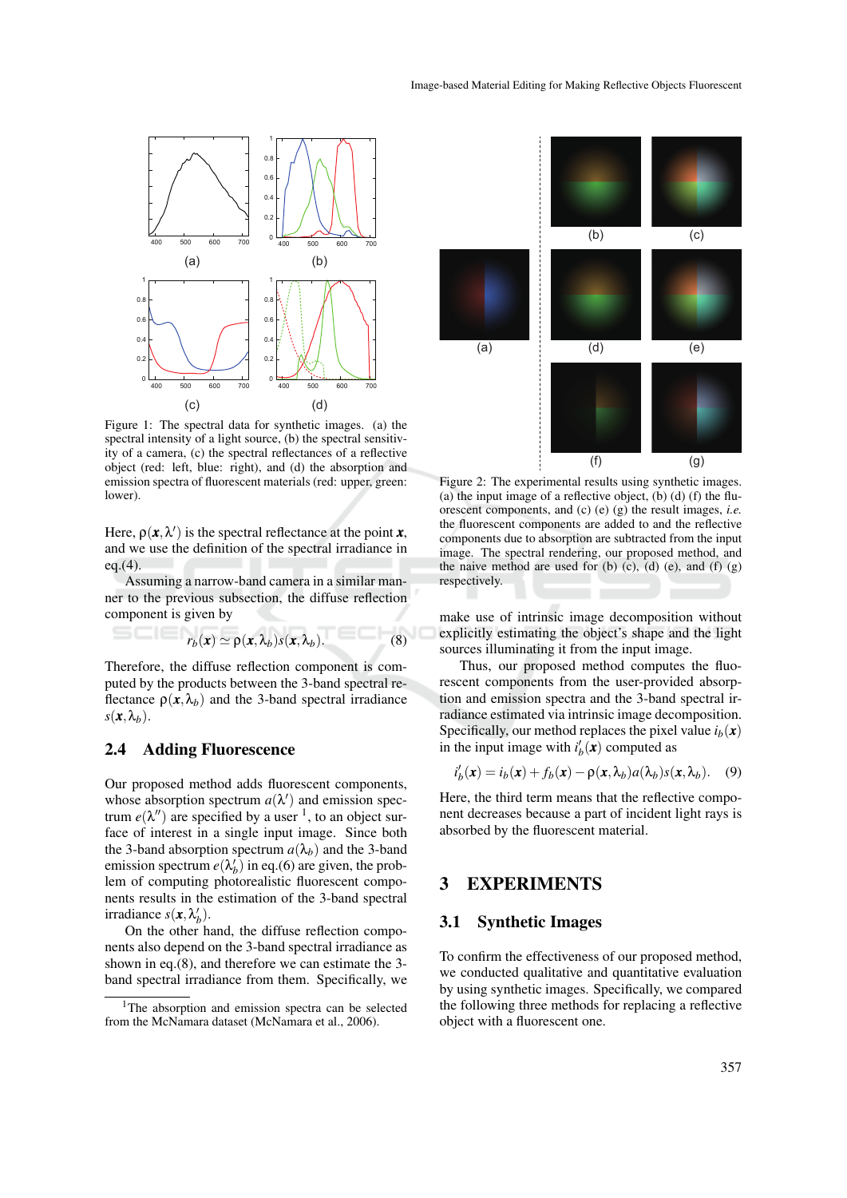Figure 1: The spectral data for synthetic images. (a) the spectral intensity of a light source, (b) the spectral sensitivity of a camera, (c) the spectral reflectances of a reflective object (red: left, blue: right), and (d) the absorption and emission spectra of fluorescent materials (red: upper, green: lower).

Here, $\rho(\boldsymbol{x}, \lambda')$ is the spectral reflectance at the point $\boldsymbol{x}$, and we use the definition of the spectral irradiance in eq.(4).

Assuming a narrow-band camera in a similar manner to the previous subsection, the diffuse reflection component is given by

$$r_b(\boldsymbol{x}) \simeq \rho(\boldsymbol{x}, \lambda_b) s(\boldsymbol{x}, \lambda_b). \tag{8}$$

Therefore, the diffuse reflection component is computed by the products between the 3-band spectral reflectance $\rho(\boldsymbol{x}, \lambda_b)$ and the 3-band spectral irradiance $s(\boldsymbol{x}, \lambda_b)$.

## 2.4 Adding Fluorescence

Our proposed method adds fluorescent components, whose absorption spectrum $a(\lambda')$ and emission spectrum $e(\lambda'')$ are specified by a user [1], to an object surface of interest in a single input image. Since both the 3-band absorption spectrum $a(\lambda_b)$ and the 3-band emission spectrum $e(\lambda'_b)$ in eq.(6) are given, the problem of computing photorealistic fluorescent components results in the estimation of the 3-band spectral irradiance $s(\boldsymbol{x}, \lambda'_b)$.

On the other hand, the diffuse reflection components also depend on the 3-band spectral irradiance as shown in eq.(8), and therefore we can estimate the 3-band spectral irradiance from them. Specifically, we make use of intrinsic image decomposition without explicitly estimating the object's shape and the light sources illuminating it from the input image.

Thus, our proposed method computes the fluorescent components from the user-provided absorption and emission spectra and the 3-band spectral irradiance estimated via intrinsic image decomposition. Specifically, our method replaces the pixel value $i_b(\boldsymbol{x})$ in the input image with $i'_b(\boldsymbol{x})$ computed as

$$i'_b(\boldsymbol{x}) = i_b(\boldsymbol{x}) + f_b(\boldsymbol{x}) - \rho(\boldsymbol{x}, \lambda_b) a(\lambda_b) s(\boldsymbol{x}, \lambda_b). \tag{9}$$

Here, the third term means that the reflective component decreases because a part of incident light rays is absorbed by the fluorescent material.

[1] The absorption and emission spectra can be selected from the McNamara dataset (McNamara et al., 2006).

Figure 2: The experimental results using synthetic images. (a) the input image of a reflective object, (b) (d) (f) the fluorescent components, and (c) (e) (g) the result images, *i.e.* the fluorescent components are added to and the reflective components due to absorption are subtracted from the input image. The spectral rendering, our proposed method, and the naive method are used for (b) (c), (d) (e), and (f) (g) respectively.

# 3 EXPERIMENTS

## 3.1 Synthetic Images

To confirm the effectiveness of our proposed method, we conducted qualitative and quantitative evaluation by using synthetic images. Specifically, we compared the following three methods for replacing a reflective object with a fluorescent one.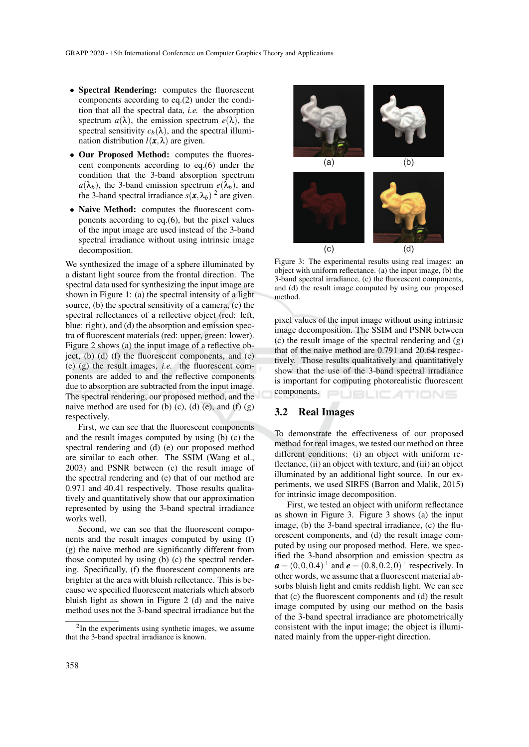- **Spectral Rendering:** computes the fluorescent components according to eq.(2) under the condition that all the spectral data, *i.e.* the absorption spectrum $a(\lambda)$, the emission spectrum $e(\lambda)$, the spectral sensitivity $c_b(\lambda)$, and the spectral illumination distribution $l(\boldsymbol{x},\lambda)$ are given.
- **Our Proposed Method:** computes the fluorescent components according to eq.(6) under the condition that the 3-band absorption spectrum $a(\lambda_b)$, the 3-band emission spectrum $e(\lambda_b)$, and the 3-band spectral irradiance $s(\boldsymbol{x},\lambda_b)$ [2] are given.
- **Naive Method:** computes the fluorescent components according to eq.(6), but the pixel values of the input image are used instead of the 3-band spectral irradiance without using intrinsic image decomposition.

We synthesized the image of a sphere illuminated by a distant light source from the frontal direction. The spectral data used for synthesizing the input image are shown in Figure 1: (a) the spectral intensity of a light source, (b) the spectral sensitivity of a camera, (c) the spectral reflectances of a reflective object (red: left, blue: right), and (d) the absorption and emission spectra of fluorescent materials (red: upper, green: lower). Figure 2 shows (a) the input image of a reflective object, (b) (d) (f) the fluorescent components, and (c) (e) (g) the result images, *i.e.* the fluorescent components are added to and the reflective components due to absorption are subtracted from the input image. The spectral rendering, our proposed method, and the naive method are used for (b) (c), (d) (e), and (f) (g) respectively.

First, we can see that the fluorescent components and the result images computed by using (b) (c) the spectral rendering and (d) (e) our proposed method are similar to each other. The SSIM (Wang et al., 2003) and PSNR between (c) the result image of the spectral rendering and (e) that of our method are 0.971 and 40.41 respectively. Those results qualitatively and quantitatively show that our approximation represented by using the 3-band spectral irradiance works well.

Second, we can see that the fluorescent components and the result images computed by using (f) (g) the naive method are significantly different from those computed by using (b) (c) the spectral rendering. Specifically, (f) the fluorescent components are brighter at the area with bluish reflectance. This is because we specified fluorescent materials which absorb bluish light as shown in Figure 2 (d) and the naive method uses not the 3-band spectral irradiance but the pixel values of the input image without using intrinsic image decomposition. The SSIM and PSNR between (c) the result image of the spectral rendering and (g) that of the naive method are 0.791 and 20.64 respectively. Those results qualitatively and quantitatively show that the use of the 3-band spectral irradiance is important for computing photorealistic fluorescent components.

[2] In the experiments using synthetic images, we assume that the 3-band spectral irradiance is known.

Figure 3: The experimental results using real images: an object with uniform reflectance. (a) the input image, (b) the 3-band spectral irradiance, (c) the fluorescent components, and (d) the result image computed by using our proposed method.

## 3.2 Real Images

To demonstrate the effectiveness of our proposed method for real images, we tested our method on three different conditions: (i) an object with uniform reflectance, (ii) an object with texture, and (iii) an object illuminated by an additional light source. In our experiments, we used SIRFS (Barron and Malik, 2015) for intrinsic image decomposition.

First, we tested an object with uniform reflectance as shown in Figure 3. Figure 3 shows (a) the input image, (b) the 3-band spectral irradiance, (c) the fluorescent components, and (d) the result image computed by using our proposed method. Here, we specified the 3-band absorption and emission spectra as $\boldsymbol{a} = (0,0,0.4)^\top$ and $\boldsymbol{e} = (0.8,0.2,0)^\top$ respectively. In other words, we assume that a fluorescent material absorbs bluish light and emits reddish light. We can see that (c) the fluorescent components and (d) the result image computed by using our method on the basis of the 3-band spectral irradiance are photometrically consistent with the input image; the object is illuminated mainly from the upper-right direction.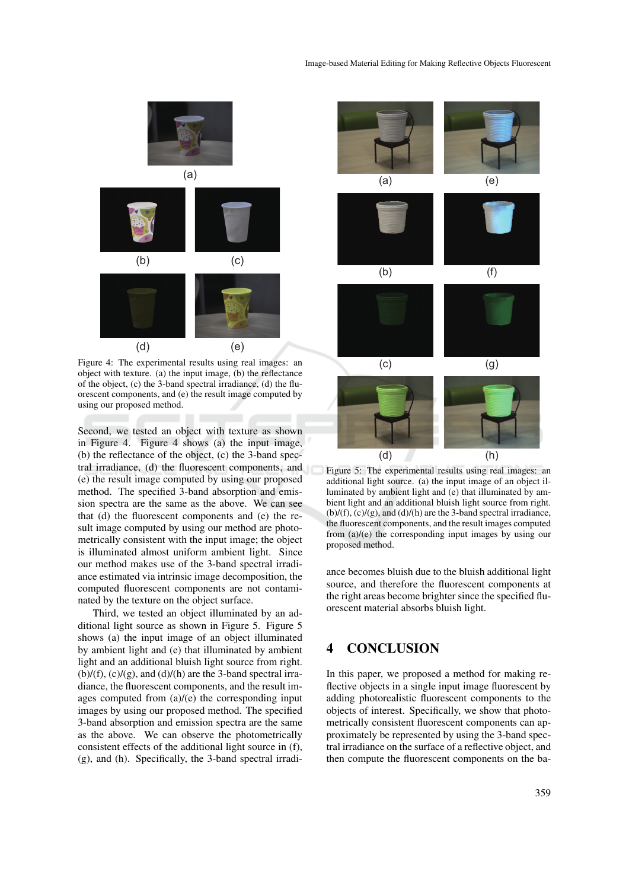Figure 4: The experimental results using real images: an object with texture. (a) the input image, (b) the reflectance of the object, (c) the 3-band spectral irradiance, (d) the fluorescent components, and (e) the result image computed by using our proposed method.

Second, we tested an object with texture as shown in Figure 4. Figure 4 shows (a) the input image, (b) the reflectance of the object, (c) the 3-band spectral irradiance, (d) the fluorescent components, and (e) the result image computed by using our proposed method. The specified 3-band absorption and emission spectra are the same as the above. We can see that (d) the fluorescent components and (e) the result image computed by using our method are photometrically consistent with the input image; the object is illuminated almost uniform ambient light. Since our method makes use of the 3-band spectral irradiance estimated via intrinsic image decomposition, the computed fluorescent components are not contaminated by the texture on the object surface.

Third, we tested an object illuminated by an additional light source as shown in Figure 5. Figure 5 shows (a) the input image of an object illuminated by ambient light and (e) that illuminated by ambient light and an additional bluish light source from right. (b)/(f), (c)/(g), and (d)/(h) are the 3-band spectral irradiance, the fluorescent components, and the result images computed from (a)/(e) the corresponding input images by using our proposed method. The specified 3-band absorption and emission spectra are the same as the above. We can observe the photometrically consistent effects of the additional light source in (f), (g), and (h). Specifically, the 3-band spectral irradiance becomes bluish due to the bluish additional light source, and therefore the fluorescent components at the right areas become brighter since the specified fluorescent material absorbs bluish light.

Figure 5: The experimental results using real images: an additional light source. (a) the input image of an object illuminated by ambient light and (e) that illuminated by ambient light and an additional bluish light source from right. (b)/(f), (c)/(g), and (d)/(h) are the 3-band spectral irradiance, the fluorescent components, and the result images computed from (a)/(e) the corresponding input images by using our proposed method.

## 4 CONCLUSION

In this paper, we proposed a method for making reflective objects in a single input image fluorescent by adding photorealistic fluorescent components to the objects of interest. Specifically, we show that photometrically consistent fluorescent components can approximately be represented by using the 3-band spectral irradiance on the surface of a reflective object, and then compute the fluorescent components on the ba-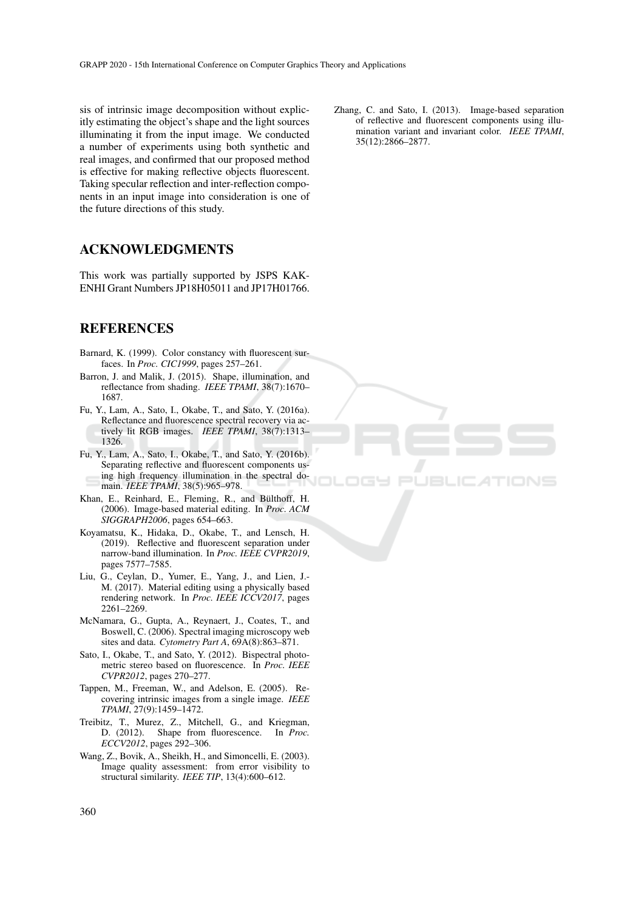sis of intrinsic image decomposition without explicitly estimating the object's shape and the light sources illuminating it from the input image. We conducted a number of experiments using both synthetic and real images, and confirmed that our proposed method is effective for making reflective objects fluorescent. Taking specular reflection and inter-reflection components in an input image into consideration is one of the future directions of this study.

## ACKNOWLEDGMENTS

This work was partially supported by JSPS KAKENHI Grant Numbers JP18H05011 and JP17H01766.

## REFERENCES

Barnard, K. (1999). Color constancy with fluorescent surfaces. In *Proc. CIC1999*, pages 257–261.

Barron, J. and Malik, J. (2015). Shape, illumination, and reflectance from shading. *IEEE TPAMI*, 38(7):1670–1687.

Fu, Y., Lam, A., Sato, I., Okabe, T., and Sato, Y. (2016a). Reflectance and fluorescence spectral recovery via actively lit RGB images. *IEEE TPAMI*, 38(7):1313–1326.

Fu, Y., Lam, A., Sato, I., Okabe, T., and Sato, Y. (2016b). Separating reflective and fluorescent components using high frequency illumination in the spectral domain. *IEEE TPAMI*, 38(5):965–978.

Khan, E., Reinhard, E., Fleming, R., and Bülthoff, H. (2006). Image-based material editing. In *Proc. ACM SIGGRAPH2006*, pages 654–663.

Koyamatsu, K., Hidaka, D., Okabe, T., and Lensch, H. (2019). Reflective and fluorescent separation under narrow-band illumination. In *Proc. IEEE CVPR2019*, pages 7577–7585.

Liu, G., Ceylan, D., Yumer, E., Yang, J., and Lien, J.-M. (2017). Material editing using a physically based rendering network. In *Proc. IEEE ICCV2017*, pages 2261–2269.

McNamara, G., Gupta, A., Reynaert, J., Coates, T., and Boswell, C. (2006). Spectral imaging microscopy web sites and data. *Cytometry Part A*, 69A(8):863–871.

Sato, I., Okabe, T., and Sato, Y. (2012). Bispectral photometric stereo based on fluorescence. In *Proc. IEEE CVPR2012*, pages 270–277.

Tappen, M., Freeman, W., and Adelson, E. (2005). Recovering intrinsic images from a single image. *IEEE TPAMI*, 27(9):1459–1472.

Treibitz, T., Murez, Z., Mitchell, G., and Kriegman, D. (2012). Shape from fluorescence. In *Proc. ECCV2012*, pages 292–306.

Wang, Z., Bovik, A., Sheikh, H., and Simoncelli, E. (2003). Image quality assessment: from error visibility to structural similarity. *IEEE TIP*, 13(4):600–612.

Zhang, C. and Sato, I. (2013). Image-based separation of reflective and fluorescent components using illumination variant and invariant color. *IEEE TPAMI*, 35(12):2866–2877.